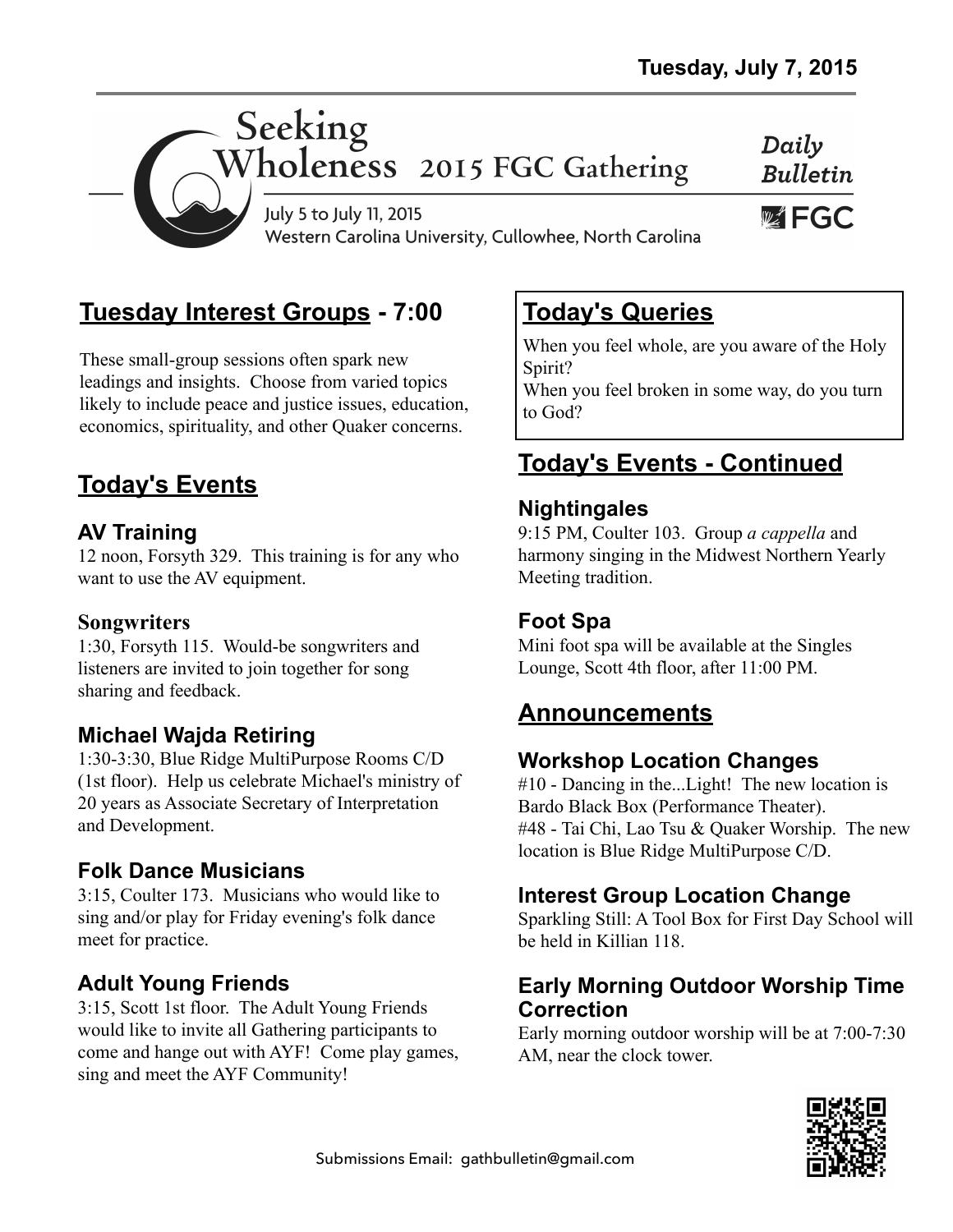Tuesday, July 7, 2015

# Seeking Wholeness 2015 FGC Gathering

July 5 to July 11, 2015
Western Carolina University, Cullowhee, North Carolina

*Daily Bulletin*

FGC

## Tuesday Interest Groups - 7:00

These small-group sessions often spark new leadings and insights. Choose from varied topics likely to include peace and justice issues, education, economics, spirituality, and other Quaker concerns.

## Today's Events

### AV Training

12 noon, Forsyth 329. This training is for any who want to use the AV equipment.

### Songwriters

1:30, Forsyth 115. Would-be songwriters and listeners are invited to join together for song sharing and feedback.

### Michael Wajda Retiring

1:30-3:30, Blue Ridge MultiPurpose Rooms C/D (1st floor). Help us celebrate Michael's ministry of 20 years as Associate Secretary of Interpretation and Development.

### Folk Dance Musicians

3:15, Coulter 173. Musicians who would like to sing and/or play for Friday evening's folk dance meet for practice.

### Adult Young Friends

3:15, Scott 1st floor. The Adult Young Friends would like to invite all Gathering participants to come and hange out with AYF! Come play games, sing and meet the AYF Community!

## Today's Queries

When you feel whole, are you aware of the Holy Spirit?
When you feel broken in some way, do you turn to God?

## Today's Events - Continued

### Nightingales

9:15 PM, Coulter 103. Group *a cappella* and harmony singing in the Midwest Northern Yearly Meeting tradition.

### Foot Spa

Mini foot spa will be available at the Singles Lounge, Scott 4th floor, after 11:00 PM.

## Announcements

### Workshop Location Changes

#10 - Dancing in the...Light! The new location is Bardo Black Box (Performance Theater).
#48 - Tai Chi, Lao Tsu & Quaker Worship. The new location is Blue Ridge MultiPurpose C/D.

### Interest Group Location Change

Sparkling Still: A Tool Box for First Day School will be held in Killian 118.

### Early Morning Outdoor Worship Time Correction

Early morning outdoor worship will be at 7:00-7:30 AM, near the clock tower.

Submissions Email: gathbulletin@gmail.com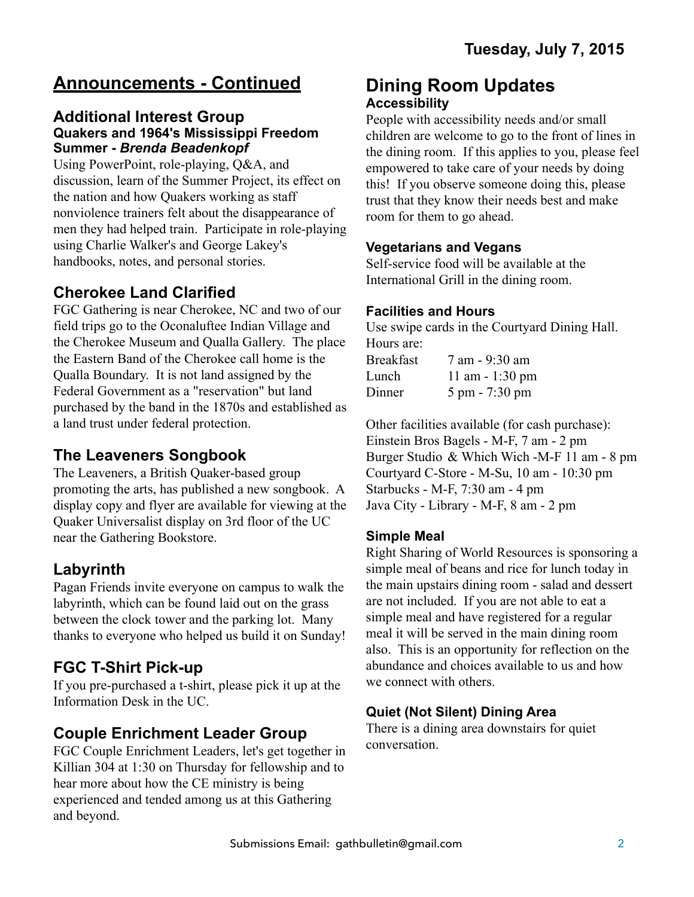# Announcements - Continued

## Additional Interest Group

### Quakers and 1964's Mississippi Freedom Summer - *Brenda Beadenkopf*

Using PowerPoint, role-playing, Q&A, and discussion, learn of the Summer Project, its effect on the nation and how Quakers working as staff nonviolence trainers felt about the disappearance of men they had helped train. Participate in role-playing using Charlie Walker's and George Lakey's handbooks, notes, and personal stories.

## Cherokee Land Clarified

FGC Gathering is near Cherokee, NC and two of our field trips go to the Oconaluftee Indian Village and the Cherokee Museum and Qualla Gallery. The place the Eastern Band of the Cherokee call home is the Qualla Boundary. It is not land assigned by the Federal Government as a "reservation" but land purchased by the band in the 1870s and established as a land trust under federal protection.

## The Leaveners Songbook

The Leaveners, a British Quaker-based group promoting the arts, has published a new songbook. A display copy and flyer are available for viewing at the Quaker Universalist display on 3rd floor of the UC near the Gathering Bookstore.

## Labyrinth

Pagan Friends invite everyone on campus to walk the labyrinth, which can be found laid out on the grass between the clock tower and the parking lot. Many thanks to everyone who helped us build it on Sunday!

## FGC T-Shirt Pick-up

If you pre-purchased a t-shirt, please pick it up at the Information Desk in the UC.

## Couple Enrichment Leader Group

FGC Couple Enrichment Leaders, let's get together in Killian 304 at 1:30 on Thursday for fellowship and to hear more about how the CE ministry is being experienced and tended among us at this Gathering and beyond.

# Dining Room Updates

### Accessibility

People with accessibility needs and/or small children are welcome to go to the front of lines in the dining room. If this applies to you, please feel empowered to take care of your needs by doing this! If you observe someone doing this, please trust that they know their needs best and make room for them to go ahead.

### Vegetarians and Vegans

Self-service food will be available at the International Grill in the dining room.

### Facilities and Hours

Use swipe cards in the Courtyard Dining Hall. Hours are:

| Meal | Hours |
|---|---|
| Breakfast | 7 am - 9:30 am |
| Lunch | 11 am - 1:30 pm |
| Dinner | 5 pm - 7:30 pm |

Other facilities available (for cash purchase):
Einstein Bros Bagels - M-F, 7 am - 2 pm
Burger Studio & Which Wich -M-F 11 am - 8 pm
Courtyard C-Store - M-Su, 10 am - 10:30 pm
Starbucks - M-F, 7:30 am - 4 pm
Java City - Library - M-F, 8 am - 2 pm

### Simple Meal

Right Sharing of World Resources is sponsoring a simple meal of beans and rice for lunch today in the main upstairs dining room - salad and dessert are not included. If you are not able to eat a simple meal and have registered for a regular meal it will be served in the main dining room also. This is an opportunity for reflection on the abundance and choices available to us and how we connect with others.

### Quiet (Not Silent) Dining Area

There is a dining area downstairs for quiet conversation.

Submissions Email: gathbulletin@gmail.com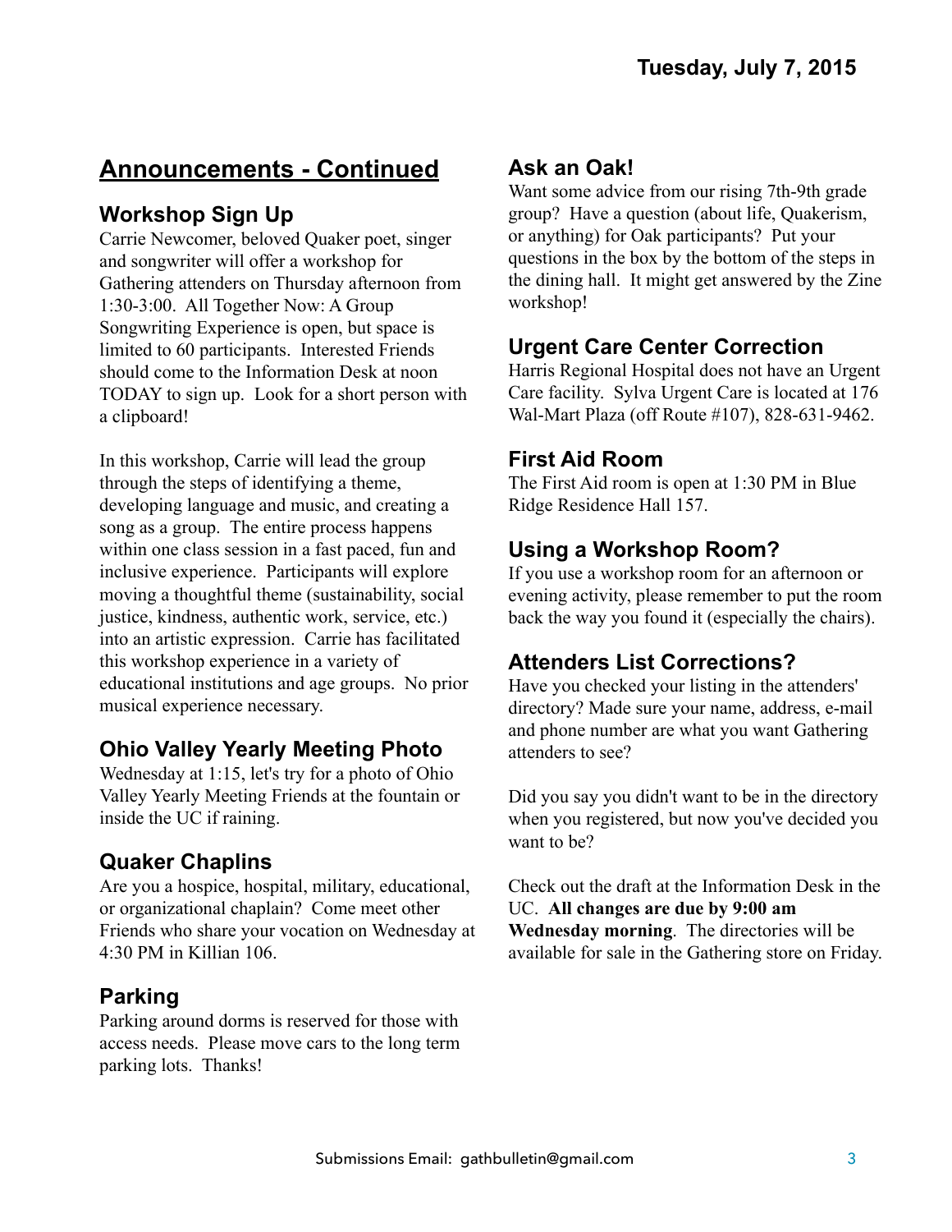Tuesday, July 7, 2015

## Announcements - Continued

### Workshop Sign Up

Carrie Newcomer, beloved Quaker poet, singer and songwriter will offer a workshop for Gathering attenders on Thursday afternoon from 1:30-3:00. All Together Now: A Group Songwriting Experience is open, but space is limited to 60 participants. Interested Friends should come to the Information Desk at noon TODAY to sign up. Look for a short person with a clipboard!

In this workshop, Carrie will lead the group through the steps of identifying a theme, developing language and music, and creating a song as a group. The entire process happens within one class session in a fast paced, fun and inclusive experience. Participants will explore moving a thoughtful theme (sustainability, social justice, kindness, authentic work, service, etc.) into an artistic expression. Carrie has facilitated this workshop experience in a variety of educational institutions and age groups. No prior musical experience necessary.

### Ohio Valley Yearly Meeting Photo

Wednesday at 1:15, let's try for a photo of Ohio Valley Yearly Meeting Friends at the fountain or inside the UC if raining.

### Quaker Chaplins

Are you a hospice, hospital, military, educational, or organizational chaplain? Come meet other Friends who share your vocation on Wednesday at 4:30 PM in Killian 106.

### Parking

Parking around dorms is reserved for those with access needs. Please move cars to the long term parking lots. Thanks!

### Ask an Oak!

Want some advice from our rising 7th-9th grade group? Have a question (about life, Quakerism, or anything) for Oak participants? Put your questions in the box by the bottom of the steps in the dining hall. It might get answered by the Zine workshop!

### Urgent Care Center Correction

Harris Regional Hospital does not have an Urgent Care facility. Sylva Urgent Care is located at 176 Wal-Mart Plaza (off Route #107), 828-631-9462.

### First Aid Room

The First Aid room is open at 1:30 PM in Blue Ridge Residence Hall 157.

### Using a Workshop Room?

If you use a workshop room for an afternoon or evening activity, please remember to put the room back the way you found it (especially the chairs).

### Attenders List Corrections?

Have you checked your listing in the attenders' directory? Made sure your name, address, e-mail and phone number are what you want Gathering attenders to see?

Did you say you didn't want to be in the directory when you registered, but now you've decided you want to be?

Check out the draft at the Information Desk in the UC. **All changes are due by 9:00 am Wednesday morning**. The directories will be available for sale in the Gathering store on Friday.

Submissions Email: gathbulletin@gmail.com